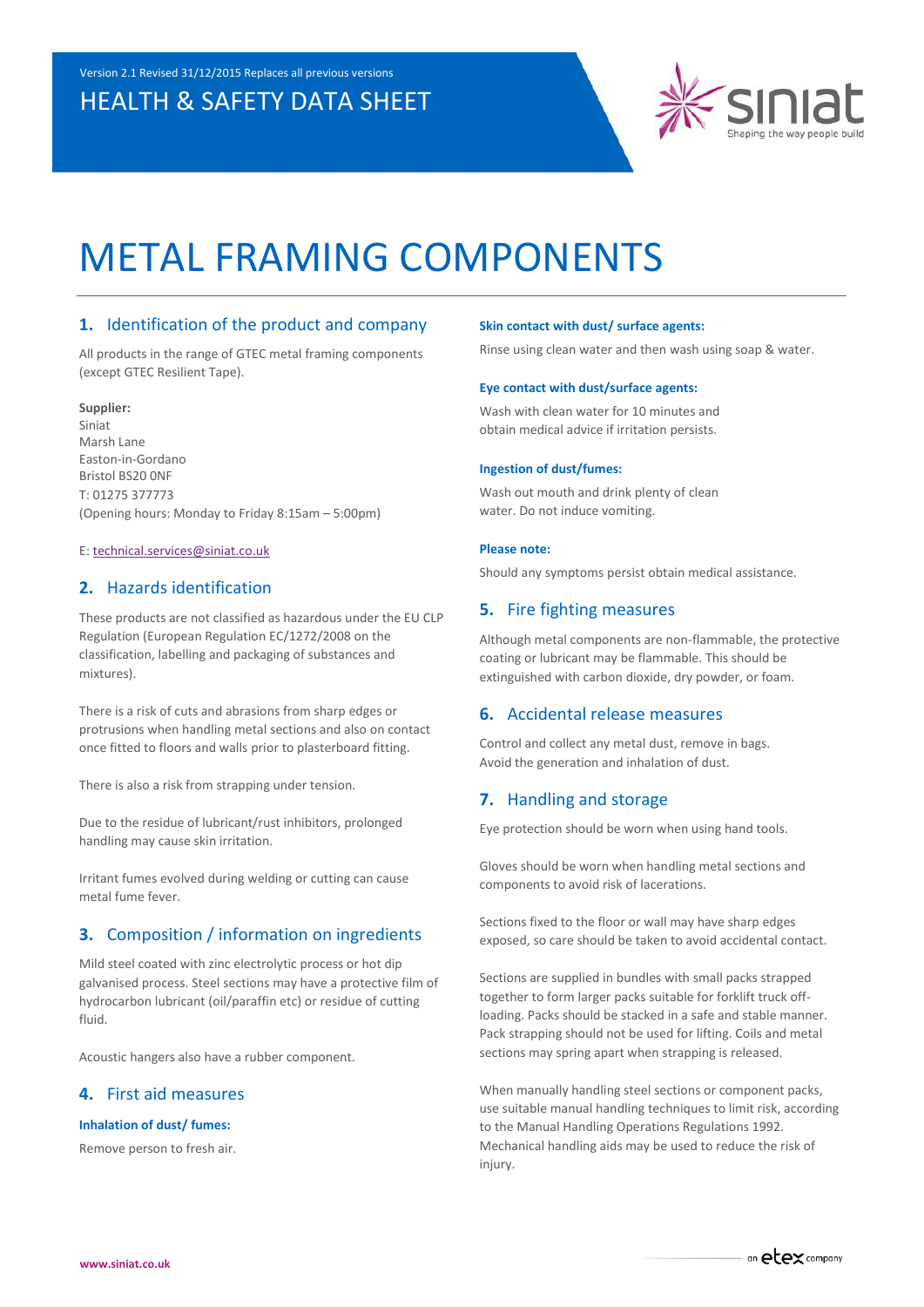Version 2.1 Revised 31/12/2015 Replaces all previous versions

HEALTH & SAFETY DATA SHEET

# METAL FRAMING COMPONENTS

## 1. Identification of the product and company

All products in the range of GTEC metal framing components (except GTEC Resilient Tape).

**Supplier:**
Siniat
Marsh Lane
Easton-in-Gordano
Bristol BS20 0NF
T: 01275 377773
(Opening hours: Monday to Friday 8:15am – 5:00pm)

E: technical.services@siniat.co.uk

## 2. Hazards identification

These products are not classified as hazardous under the EU CLP Regulation (European Regulation EC/1272/2008 on the classification, labelling and packaging of substances and mixtures).

There is a risk of cuts and abrasions from sharp edges or protrusions when handling metal sections and also on contact once fitted to floors and walls prior to plasterboard fitting.

There is also a risk from strapping under tension.

Due to the residue of lubricant/rust inhibitors, prolonged handling may cause skin irritation.

Irritant fumes evolved during welding or cutting can cause metal fume fever.

## 3. Composition / information on ingredients

Mild steel coated with zinc electrolytic process or hot dip galvanised process. Steel sections may have a protective film of hydrocarbon lubricant (oil/paraffin etc) or residue of cutting fluid.

Acoustic hangers also have a rubber component.

## 4. First aid measures

**Inhalation of dust/ fumes:**

Remove person to fresh air.

**Skin contact with dust/ surface agents:**

Rinse using clean water and then wash using soap & water.

**Eye contact with dust/surface agents:**

Wash with clean water for 10 minutes and obtain medical advice if irritation persists.

**Ingestion of dust/fumes:**

Wash out mouth and drink plenty of clean water. Do not induce vomiting.

**Please note:**

Should any symptoms persist obtain medical assistance.

## 5. Fire fighting measures

Although metal components are non-flammable, the protective coating or lubricant may be flammable. This should be extinguished with carbon dioxide, dry powder, or foam.

## 6. Accidental release measures

Control and collect any metal dust, remove in bags. Avoid the generation and inhalation of dust.

## 7. Handling and storage

Eye protection should be worn when using hand tools.

Gloves should be worn when handling metal sections and components to avoid risk of lacerations.

Sections fixed to the floor or wall may have sharp edges exposed, so care should be taken to avoid accidental contact.

Sections are supplied in bundles with small packs strapped together to form larger packs suitable for forklift truck off-loading. Packs should be stacked in a safe and stable manner. Pack strapping should not be used for lifting. Coils and metal sections may spring apart when strapping is released.

When manually handling steel sections or component packs, use suitable manual handling techniques to limit risk, according to the Manual Handling Operations Regulations 1992. Mechanical handling aids may be used to reduce the risk of injury.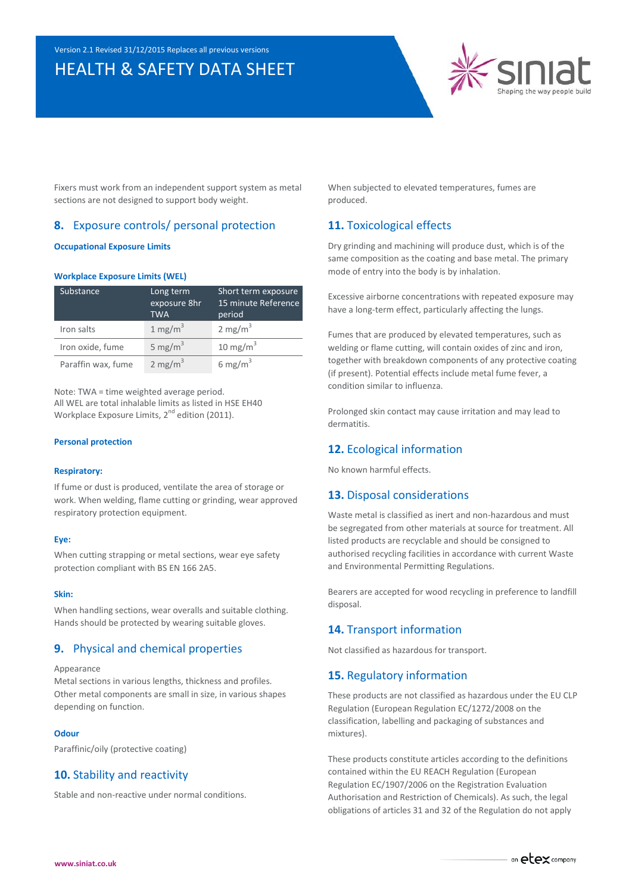Fixers must work from an independent support system as metal sections are not designed to support body weight.

## 8. Exposure controls/ personal protection

**Occupational Exposure Limits**

**Workplace Exposure Limits (WEL)**

| Substance | Long term exposure 8hr TWA | Short term exposure 15 minute Reference period |
|---|---|---|
| Iron salts | 1 mg/m$^3$ | 2 mg/m$^3$ |
| Iron oxide, fume | 5 mg/m$^3$ | 10 mg/m$^3$ |
| Paraffin wax, fume | 2 mg/m$^3$ | 6 mg/m$^3$ |

Note: TWA = time weighted average period.
All WEL are total inhalable limits as listed in HSE EH40 Workplace Exposure Limits, 2nd edition (2011).

**Personal protection**

**Respiratory:**

If fume or dust is produced, ventilate the area of storage or work. When welding, flame cutting or grinding, wear approved respiratory protection equipment.

**Eye:**

When cutting strapping or metal sections, wear eye safety protection compliant with BS EN 166 2A5.

**Skin:**

When handling sections, wear overalls and suitable clothing. Hands should be protected by wearing suitable gloves.

## 9. Physical and chemical properties

Appearance
Metal sections in various lengths, thickness and profiles. Other metal components are small in size, in various shapes depending on function.

**Odour**

Paraffinic/oily (protective coating)

## 10. Stability and reactivity

Stable and non-reactive under normal conditions.

When subjected to elevated temperatures, fumes are produced.

## 11. Toxicological effects

Dry grinding and machining will produce dust, which is of the same composition as the coating and base metal. The primary mode of entry into the body is by inhalation.

Excessive airborne concentrations with repeated exposure may have a long-term effect, particularly affecting the lungs.

Fumes that are produced by elevated temperatures, such as welding or flame cutting, will contain oxides of zinc and iron, together with breakdown components of any protective coating (if present). Potential effects include metal fume fever, a condition similar to influenza.

Prolonged skin contact may cause irritation and may lead to dermatitis.

## 12. Ecological information

No known harmful effects.

## 13. Disposal considerations

Waste metal is classified as inert and non-hazardous and must be segregated from other materials at source for treatment. All listed products are recyclable and should be consigned to authorised recycling facilities in accordance with current Waste and Environmental Permitting Regulations.

Bearers are accepted for wood recycling in preference to landfill disposal.

## 14. Transport information

Not classified as hazardous for transport.

## 15. Regulatory information

These products are not classified as hazardous under the EU CLP Regulation (European Regulation EC/1272/2008 on the classification, labelling and packaging of substances and mixtures).

These products constitute articles according to the definitions contained within the EU REACH Regulation (European Regulation EC/1907/2006 on the Registration Evaluation Authorisation and Restriction of Chemicals). As such, the legal obligations of articles 31 and 32 of the Regulation do not apply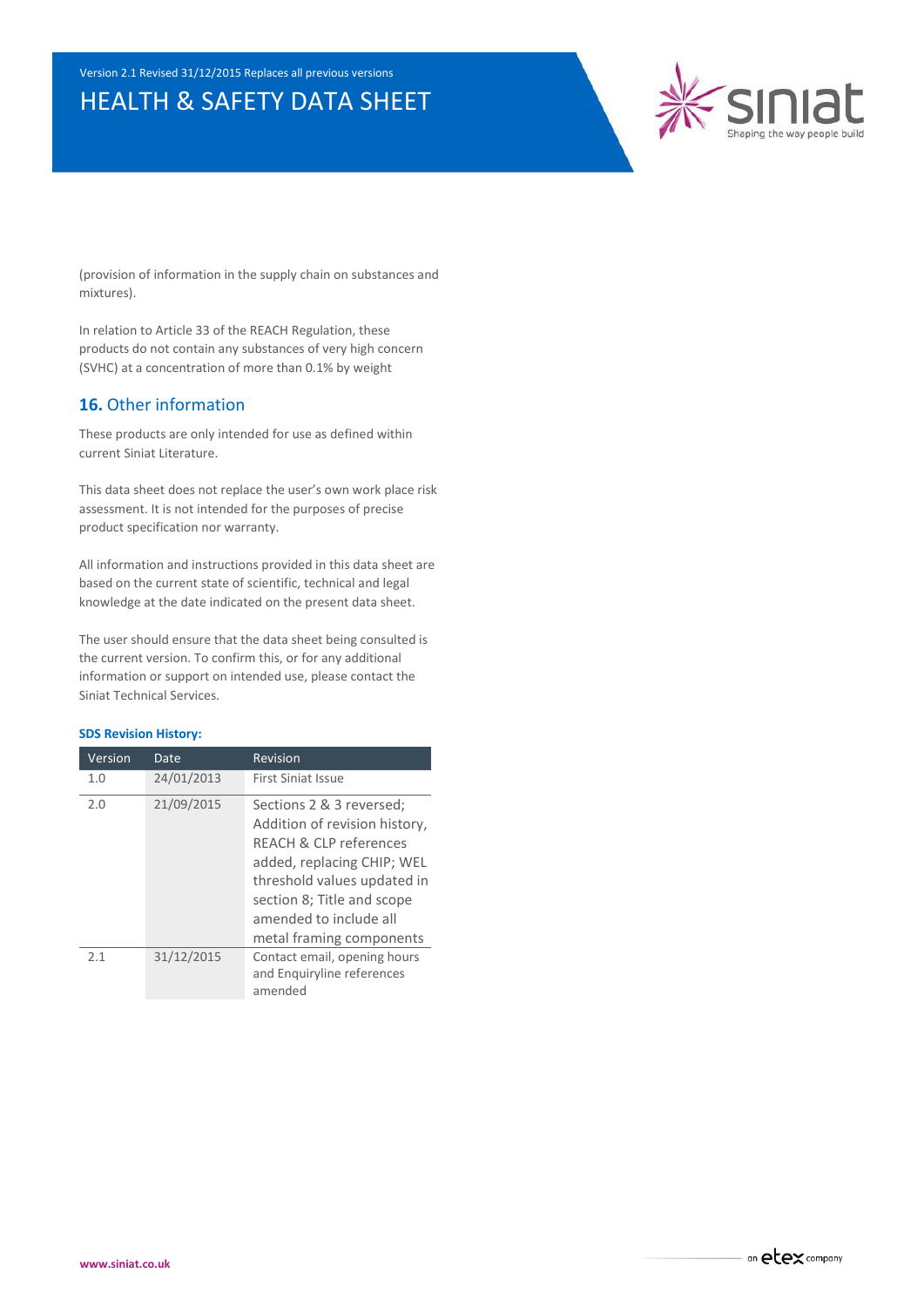(provision of information in the supply chain on substances and mixtures).

In relation to Article 33 of the REACH Regulation, these products do not contain any substances of very high concern (SVHC) at a concentration of more than 0.1% by weight

## 16. Other information

These products are only intended for use as defined within current Siniat Literature.

This data sheet does not replace the user's own work place risk assessment. It is not intended for the purposes of precise product specification nor warranty.

All information and instructions provided in this data sheet are based on the current state of scientific, technical and legal knowledge at the date indicated on the present data sheet.

The user should ensure that the data sheet being consulted is the current version. To confirm this, or for any additional information or support on intended use, please contact the Siniat Technical Services.

**SDS Revision History:**

| Version | Date | Revision |
|---|---|---|
| 1.0 | 24/01/2013 | First Siniat Issue |
| 2.0 | 21/09/2015 | Sections 2 & 3 reversed; Addition of revision history, REACH & CLP references added, replacing CHIP; WEL threshold values updated in section 8; Title and scope amended to include all metal framing components |
| 2.1 | 31/12/2015 | Contact email, opening hours and Enquiryline references amended |